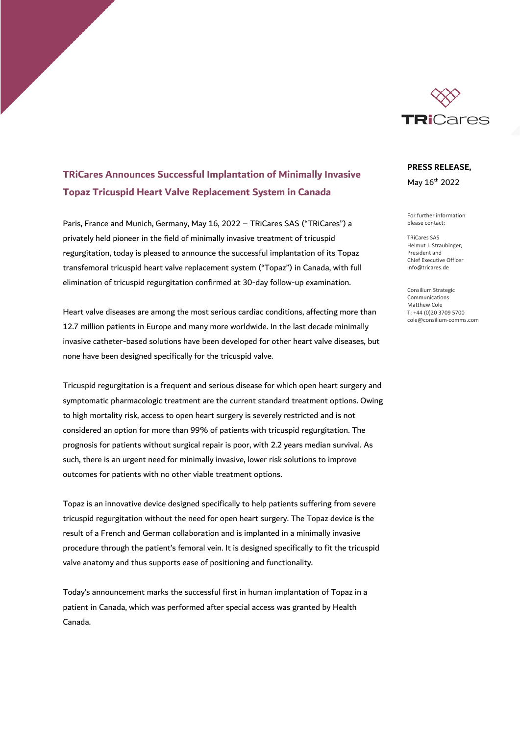**PRESS RELEASE,**

May 16th 2022

For further information please contact:

TRiCares SAS
Helmut J. Straubinger,
President and
Chief Executive Officer
info@tricares.de

Consilium Strategic Communications
Matthew Cole
T: +44 (0)20 3709 5700
cole@consilium-comms.com

# TRiCares Announces Successful Implantation of Minimally Invasive Topaz Tricuspid Heart Valve Replacement System in Canada

Paris, France and Munich, Germany, May 16, 2022 – TRiCares SAS ("TRiCares") a privately held pioneer in the field of minimally invasive treatment of tricuspid regurgitation, today is pleased to announce the successful implantation of its Topaz transfemoral tricuspid heart valve replacement system ("Topaz") in Canada, with full elimination of tricuspid regurgitation confirmed at 30-day follow-up examination.

Heart valve diseases are among the most serious cardiac conditions, affecting more than 12.7 million patients in Europe and many more worldwide. In the last decade minimally invasive catheter-based solutions have been developed for other heart valve diseases, but none have been designed specifically for the tricuspid valve.

Tricuspid regurgitation is a frequent and serious disease for which open heart surgery and symptomatic pharmacologic treatment are the current standard treatment options. Owing to high mortality risk, access to open heart surgery is severely restricted and is not considered an option for more than 99% of patients with tricuspid regurgitation. The prognosis for patients without surgical repair is poor, with 2.2 years median survival. As such, there is an urgent need for minimally invasive, lower risk solutions to improve outcomes for patients with no other viable treatment options.

Topaz is an innovative device designed specifically to help patients suffering from severe tricuspid regurgitation without the need for open heart surgery. The Topaz device is the result of a French and German collaboration and is implanted in a minimally invasive procedure through the patient's femoral vein. It is designed specifically to fit the tricuspid valve anatomy and thus supports ease of positioning and functionality.

Today's announcement marks the successful first in human implantation of Topaz in a patient in Canada, which was performed after special access was granted by Health Canada.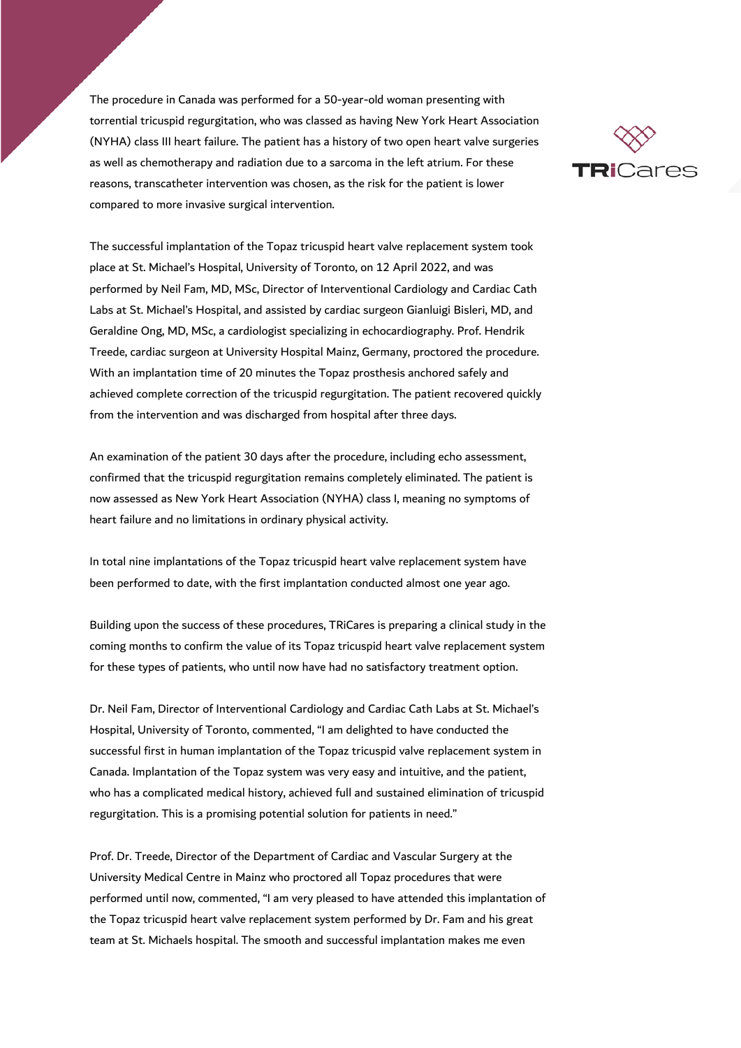The procedure in Canada was performed for a 50-year-old woman presenting with torrential tricuspid regurgitation, who was classed as having New York Heart Association (NYHA) class III heart failure. The patient has a history of two open heart valve surgeries as well as chemotherapy and radiation due to a sarcoma in the left atrium. For these reasons, transcatheter intervention was chosen, as the risk for the patient is lower compared to more invasive surgical intervention.

The successful implantation of the Topaz tricuspid heart valve replacement system took place at St. Michael's Hospital, University of Toronto, on 12 April 2022, and was performed by Neil Fam, MD, MSc, Director of Interventional Cardiology and Cardiac Cath Labs at St. Michael's Hospital, and assisted by cardiac surgeon Gianluigi Bisleri, MD, and Geraldine Ong, MD, MSc, a cardiologist specializing in echocardiography. Prof. Hendrik Treede, cardiac surgeon at University Hospital Mainz, Germany, proctored the procedure. With an implantation time of 20 minutes the Topaz prosthesis anchored safely and achieved complete correction of the tricuspid regurgitation. The patient recovered quickly from the intervention and was discharged from hospital after three days.

An examination of the patient 30 days after the procedure, including echo assessment, confirmed that the tricuspid regurgitation remains completely eliminated. The patient is now assessed as New York Heart Association (NYHA) class I, meaning no symptoms of heart failure and no limitations in ordinary physical activity.

In total nine implantations of the Topaz tricuspid heart valve replacement system have been performed to date, with the first implantation conducted almost one year ago.

Building upon the success of these procedures, TRiCares is preparing a clinical study in the coming months to confirm the value of its Topaz tricuspid heart valve replacement system for these types of patients, who until now have had no satisfactory treatment option.

Dr. Neil Fam, Director of Interventional Cardiology and Cardiac Cath Labs at St. Michael's Hospital, University of Toronto, commented, "I am delighted to have conducted the successful first in human implantation of the Topaz tricuspid valve replacement system in Canada. Implantation of the Topaz system was very easy and intuitive, and the patient, who has a complicated medical history, achieved full and sustained elimination of tricuspid regurgitation. This is a promising potential solution for patients in need."

Prof. Dr. Treede, Director of the Department of Cardiac and Vascular Surgery at the University Medical Centre in Mainz who proctored all Topaz procedures that were performed until now, commented, "I am very pleased to have attended this implantation of the Topaz tricuspid heart valve replacement system performed by Dr. Fam and his great team at St. Michaels hospital. The smooth and successful implantation makes me even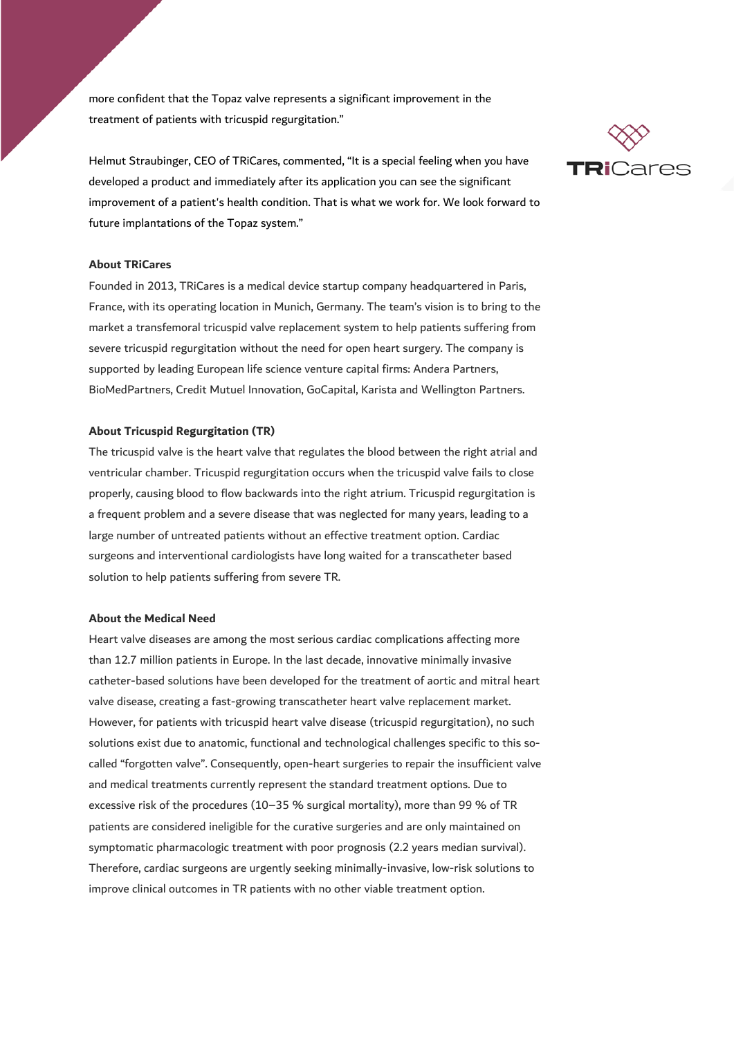more confident that the Topaz valve represents a significant improvement in the treatment of patients with tricuspid regurgitation."

Helmut Straubinger, CEO of TRiCares, commented, "It is a special feeling when you have developed a product and immediately after its application you can see the significant improvement of a patient's health condition. That is what we work for. We look forward to future implantations of the Topaz system."

**About TRiCares**

Founded in 2013, TRiCares is a medical device startup company headquartered in Paris, France, with its operating location in Munich, Germany. The team's vision is to bring to the market a transfemoral tricuspid valve replacement system to help patients suffering from severe tricuspid regurgitation without the need for open heart surgery. The company is supported by leading European life science venture capital firms: Andera Partners, BioMedPartners, Credit Mutuel Innovation, GoCapital, Karista and Wellington Partners.

**About Tricuspid Regurgitation (TR)**

The tricuspid valve is the heart valve that regulates the blood between the right atrial and ventricular chamber. Tricuspid regurgitation occurs when the tricuspid valve fails to close properly, causing blood to flow backwards into the right atrium. Tricuspid regurgitation is a frequent problem and a severe disease that was neglected for many years, leading to a large number of untreated patients without an effective treatment option. Cardiac surgeons and interventional cardiologists have long waited for a transcatheter based solution to help patients suffering from severe TR.

**About the Medical Need**

Heart valve diseases are among the most serious cardiac complications affecting more than 12.7 million patients in Europe. In the last decade, innovative minimally invasive catheter-based solutions have been developed for the treatment of aortic and mitral heart valve disease, creating a fast-growing transcatheter heart valve replacement market. However, for patients with tricuspid heart valve disease (tricuspid regurgitation), no such solutions exist due to anatomic, functional and technological challenges specific to this so-called "forgotten valve". Consequently, open-heart surgeries to repair the insufficient valve and medical treatments currently represent the standard treatment options. Due to excessive risk of the procedures (10–35 % surgical mortality), more than 99 % of TR patients are considered ineligible for the curative surgeries and are only maintained on symptomatic pharmacologic treatment with poor prognosis (2.2 years median survival). Therefore, cardiac surgeons are urgently seeking minimally-invasive, low-risk solutions to improve clinical outcomes in TR patients with no other viable treatment option.